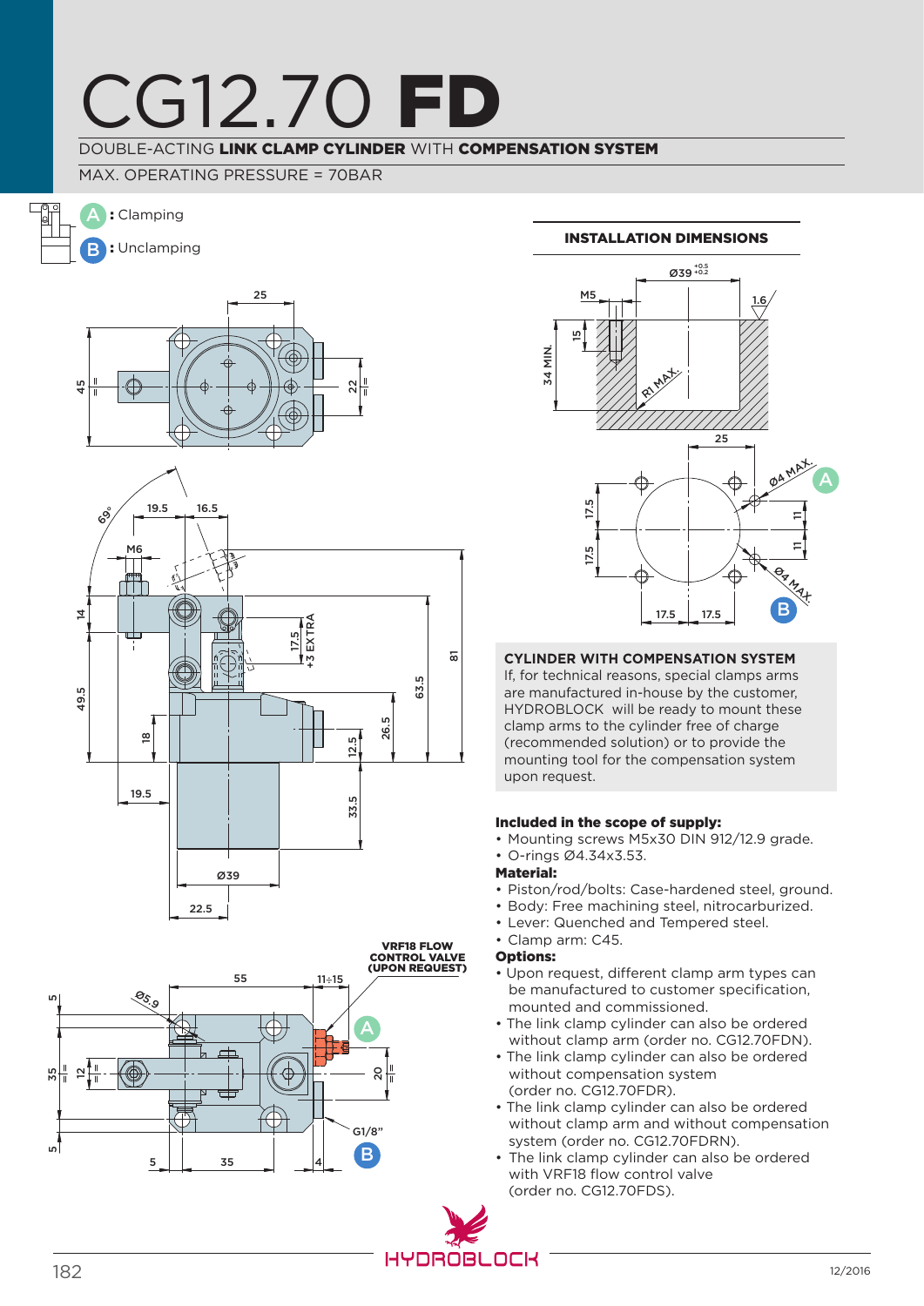# CG12.70 FD

DOUBLE-ACTING **LINK CLAMP CYLINDER** WITH **COMPENSATION SYSTEM**

MAX. OPERATING PRESSURE = 70BAR

**A**: Clamping

**B**: Unclamping

**INSTALLATION DIMENSIONS**

**CYLINDER WITH COMPENSATION SYSTEM**

If, for technical reasons, special clamps arms are manufactured in-house by the customer, HYDROBLOCK will be ready to mount these clamp arms to the cylinder free of charge (recommended solution) or to provide the mounting tool for the compensation system upon request.

**Included in the scope of supply:**
- Mounting screws M5x30 DIN 912/12.9 grade.
- O-rings Ø4.34x3.53.

**Material:**
- Piston/rod/bolts: Case-hardened steel, ground.
- Body: Free machining steel, nitrocarburized.
- Lever: Quenched and Tempered steel.
- Clamp arm: C45.

**Options:**
- Upon request, different clamp arm types can be manufactured to customer specification, mounted and commissioned.
- The link clamp cylinder can also be ordered without clamp arm (order no. CG12.70FDN).
- The link clamp cylinder can also be ordered without compensation system (order no. CG12.70FDR).
- The link clamp cylinder can also be ordered without clamp arm and without compensation system (order no. CG12.70FDRN).
- The link clamp cylinder can also be ordered with VRF18 flow control valve (order no. CG12.70FDS).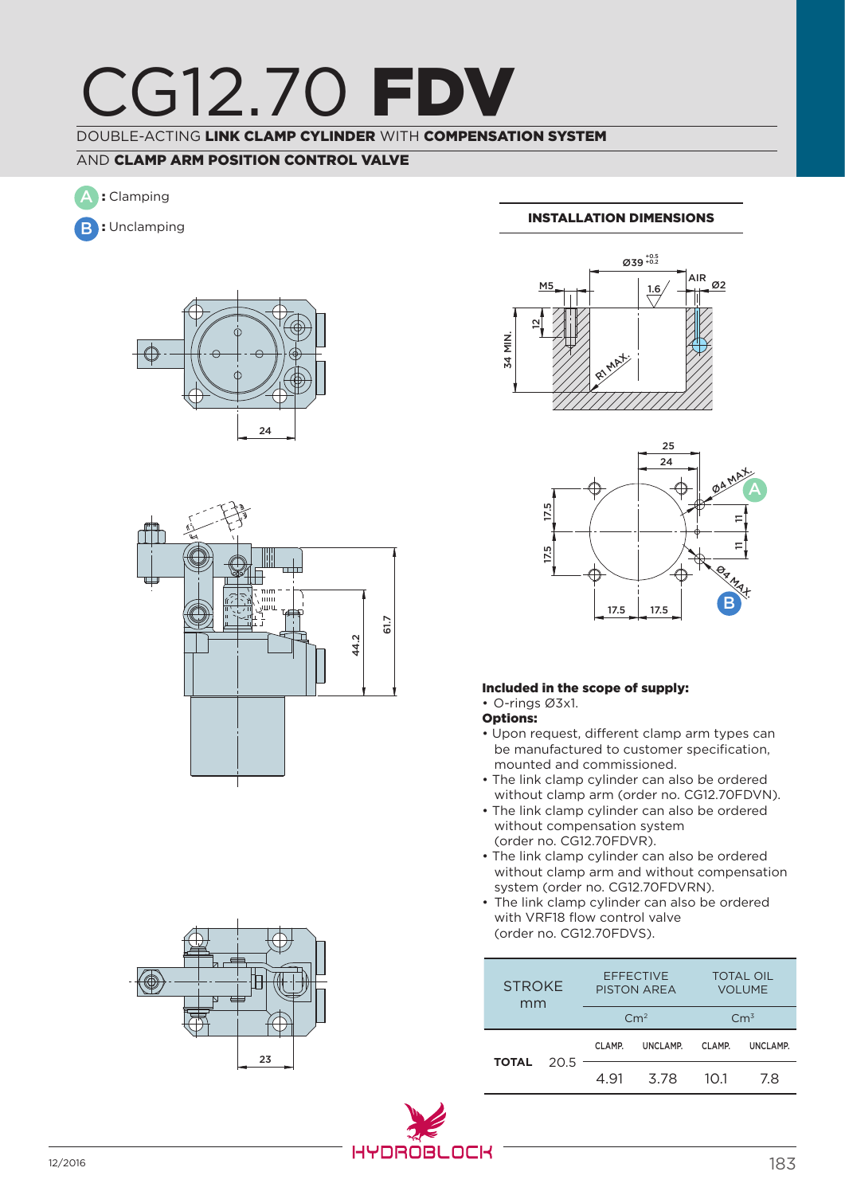# CG12.70 FDV

DOUBLE-ACTING **LINK CLAMP CYLINDER** WITH **COMPENSATION SYSTEM** AND **CLAMP ARM POSITION CONTROL VALVE**

A **:** Clamping

B **:** Unclamping

24

44.2

61.7

23

**INSTALLATION DIMENSIONS**

Ø39 +0.5 +0.2

M5

1.6

AIR

Ø2

12

34 MIN.

R1 MAX.

25

24

Ø4 MAX.

A

17.5

17.5

11

11

Ø4 MAX.

B

17.5

17.5

**Included in the scope of supply:**

- O-rings Ø3x1.

**Options:**

- Upon request, different clamp arm types can be manufactured to customer specification, mounted and commissioned.
- The link clamp cylinder can also be ordered without clamp arm (order no. CG12.70FDVN).
- The link clamp cylinder can also be ordered without compensation system (order no. CG12.70FDVR).
- The link clamp cylinder can also be ordered without clamp arm and without compensation system (order no. CG12.70FDVRN).
- The link clamp cylinder can also be ordered with VRF18 flow control valve (order no. CG12.70FDVS).

| STROKE mm | | EFFECTIVE PISTON AREA Cm² | | TOTAL OIL VOLUME Cm³ | |
|---|---|---|---|---|---|
| | | CLAMP. | UNCLAMP. | CLAMP. | UNCLAMP. |
| **TOTAL** | 20.5 | 4.91 | 3.78 | 10.1 | 7.8 |

HYDROBLOCK